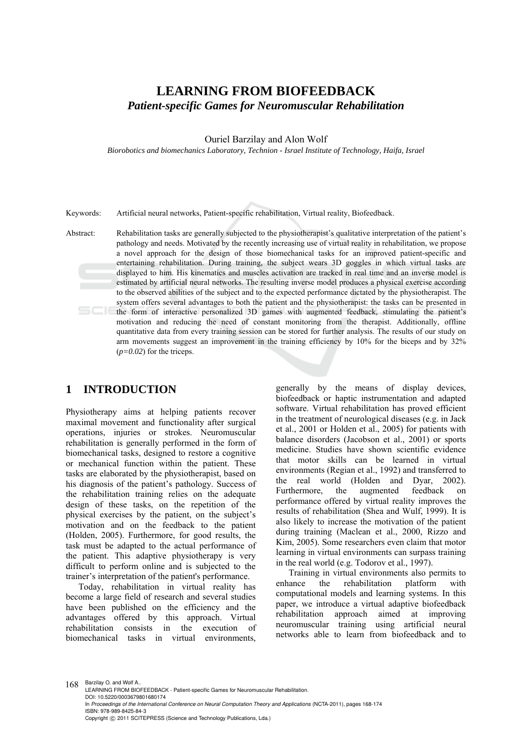# LEARNING FROM BIOFEEDBACK

## *Patient-specific Games for Neuromuscular Rehabilitation*

Ouriel Barzilay and Alon Wolf

*Biorobotics and biomechanics Laboratory, Technion - Israel Institute of Technology, Haifa, Israel*

Keywords: Artificial neural networks, Patient-specific rehabilitation, Virtual reality, Biofeedback.

Abstract: Rehabilitation tasks are generally subjected to the physiotherapist's qualitative interpretation of the patient's pathology and needs. Motivated by the recently increasing use of virtual reality in rehabilitation, we propose a novel approach for the design of those biomechanical tasks for an improved patient-specific and entertaining rehabilitation. During training, the subject wears 3D goggles in which virtual tasks are displayed to him. His kinematics and muscles activation are tracked in real time and an inverse model is estimated by artificial neural networks. The resulting inverse model produces a physical exercise according to the observed abilities of the subject and to the expected performance dictated by the physiotherapist. The system offers several advantages to both the patient and the physiotherapist: the tasks can be presented in the form of interactive personalized 3D games with augmented feedback, stimulating the patient's motivation and reducing the need of constant monitoring from the therapist. Additionally, offline quantitative data from every training session can be stored for further analysis. The results of our study on arm movements suggest an improvement in the training efficiency by 10% for the biceps and by 32% (*p=0.02*) for the triceps.

## 1 INTRODUCTION

Physiotherapy aims at helping patients recover maximal movement and functionality after surgical operations, injuries or strokes. Neuromuscular rehabilitation is generally performed in the form of biomechanical tasks, designed to restore a cognitive or mechanical function within the patient. These tasks are elaborated by the physiotherapist, based on his diagnosis of the patient's pathology. Success of the rehabilitation training relies on the adequate design of these tasks, on the repetition of the physical exercises by the patient, on the subject's motivation and on the feedback to the patient (Holden, 2005). Furthermore, for good results, the task must be adapted to the actual performance of the patient. This adaptive physiotherapy is very difficult to perform online and is subjected to the trainer's interpretation of the patient's performance.

Today, rehabilitation in virtual reality has become a large field of research and several studies have been published on the efficiency and the advantages offered by this approach. Virtual rehabilitation consists in the execution of biomechanical tasks in virtual environments, generally by the means of display devices, biofeedback or haptic instrumentation and adapted software. Virtual rehabilitation has proved efficient in the treatment of neurological diseases (e.g. in Jack et al., 2001 or Holden et al., 2005) for patients with balance disorders (Jacobson et al., 2001) or sports medicine. Studies have shown scientific evidence that motor skills can be learned in virtual environments (Regian et al., 1992) and transferred to the real world (Holden and Dyar, 2002). Furthermore, the augmented feedback on performance offered by virtual reality improves the results of rehabilitation (Shea and Wulf, 1999). It is also likely to increase the motivation of the patient during training (Maclean et al., 2000, Rizzo and Kim, 2005). Some researchers even claim that motor learning in virtual environments can surpass training in the real world (e.g. Todorov et al., 1997).

Training in virtual environments also permits to enhance the rehabilitation platform with computational models and learning systems. In this paper, we introduce a virtual adaptive biofeedback rehabilitation approach aimed at improving neuromuscular training using artificial neural networks able to learn from biofeedback and to

Barzilay O. and Wolf A..
LEARNING FROM BIOFEEDBACK - Patient-specific Games for Neuromuscular Rehabilitation.
DOI: 10.5220/0003679801680174
In *Proceedings of the International Conference on Neural Computation Theory and Applications* (NCTA-2011), pages 168-174
ISBN: 978-989-8425-84-3
Copyright © 2011 SCITEPRESS (Science and Technology Publications, Lda.)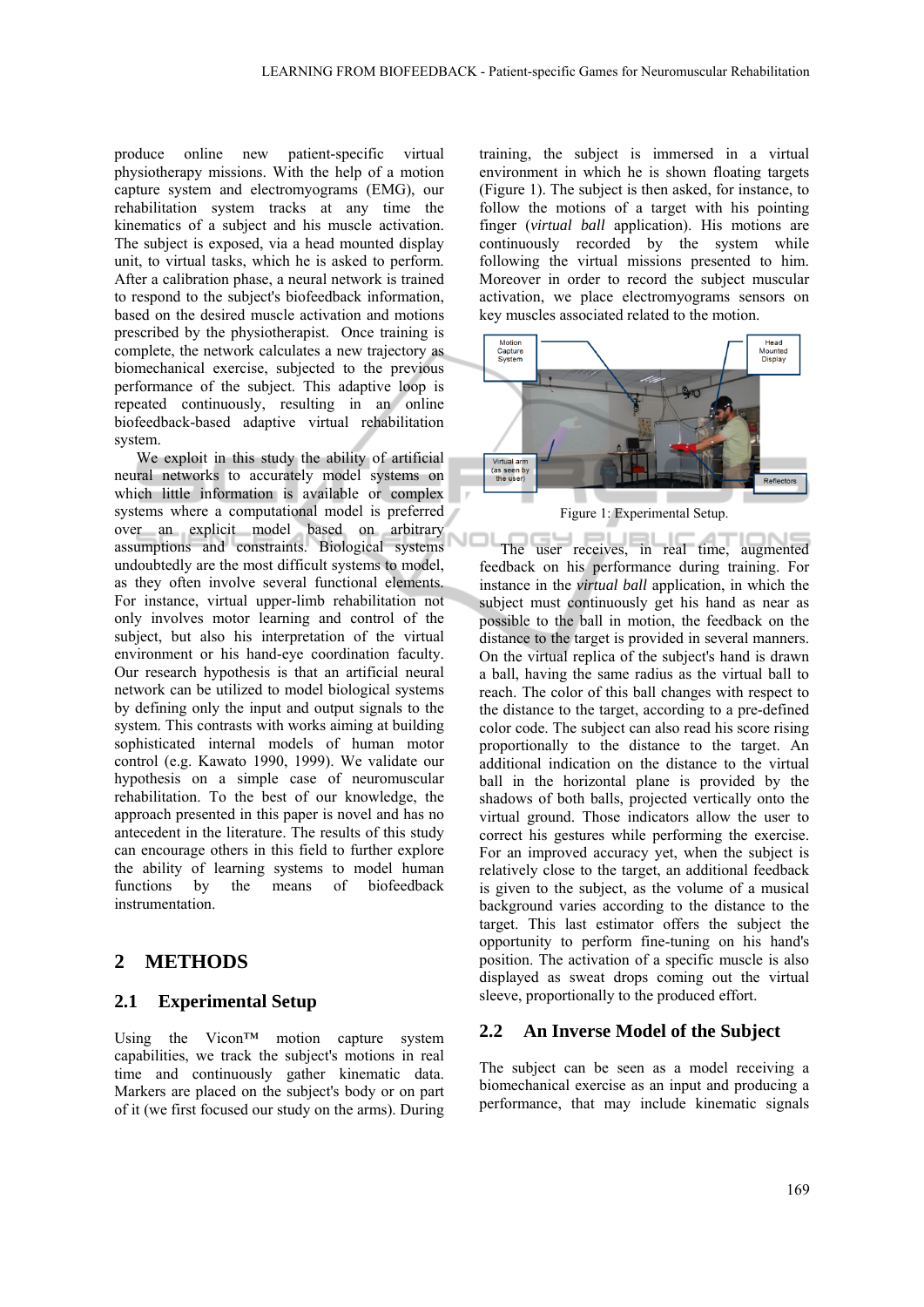produce online new patient-specific virtual physiotherapy missions. With the help of a motion capture system and electromyograms (EMG), our rehabilitation system tracks at any time the kinematics of a subject and his muscle activation. The subject is exposed, via a head mounted display unit, to virtual tasks, which he is asked to perform. After a calibration phase, a neural network is trained to respond to the subject's biofeedback information, based on the desired muscle activation and motions prescribed by the physiotherapist. Once training is complete, the network calculates a new trajectory as biomechanical exercise, subjected to the previous performance of the subject. This adaptive loop is repeated continuously, resulting in an online biofeedback-based adaptive virtual rehabilitation system.

We exploit in this study the ability of artificial neural networks to accurately model systems on which little information is available or complex systems where a computational model is preferred over an explicit model based on arbitrary assumptions and constraints. Biological systems undoubtedly are the most difficult systems to model, as they often involve several functional elements. For instance, virtual upper-limb rehabilitation not only involves motor learning and control of the subject, but also his interpretation of the virtual environment or his hand-eye coordination faculty. Our research hypothesis is that an artificial neural network can be utilized to model biological systems by defining only the input and output signals to the system. This contrasts with works aiming at building sophisticated internal models of human motor control (e.g. Kawato 1990, 1999). We validate our hypothesis on a simple case of neuromuscular rehabilitation. To the best of our knowledge, the approach presented in this paper is novel and has no antecedent in the literature. The results of this study can encourage others in this field to further explore the ability of learning systems to model human functions by the means of biofeedback instrumentation.

## 2 METHODS

### 2.1 Experimental Setup

Using the Vicon™ motion capture system capabilities, we track the subject's motions in real time and continuously gather kinematic data. Markers are placed on the subject's body or on part of it (we first focused our study on the arms). During training, the subject is immersed in a virtual environment in which he is shown floating targets (Figure 1). The subject is then asked, for instance, to follow the motions of a target with his pointing finger (*virtual ball* application). His motions are continuously recorded by the system while following the virtual missions presented to him. Moreover in order to record the subject muscular activation, we place electromyograms sensors on key muscles associated related to the motion.

Figure 1: Experimental Setup.

The user receives, in real time, augmented feedback on his performance during training. For instance in the *virtual ball* application, in which the subject must continuously get his hand as near as possible to the ball in motion, the feedback on the distance to the target is provided in several manners. On the virtual replica of the subject's hand is drawn a ball, having the same radius as the virtual ball to reach. The color of this ball changes with respect to the distance to the target, according to a pre-defined color code. The subject can also read his score rising proportionally to the distance to the target. An additional indication on the distance to the virtual ball in the horizontal plane is provided by the shadows of both balls, projected vertically onto the virtual ground. Those indicators allow the user to correct his gestures while performing the exercise. For an improved accuracy yet, when the subject is relatively close to the target, an additional feedback is given to the subject, as the volume of a musical background varies according to the distance to the target. This last estimator offers the subject the opportunity to perform fine-tuning on his hand's position. The activation of a specific muscle is also displayed as sweat drops coming out the virtual sleeve, proportionally to the produced effort.

### 2.2 An Inverse Model of the Subject

The subject can be seen as a model receiving a biomechanical exercise as an input and producing a performance, that may include kinematic signals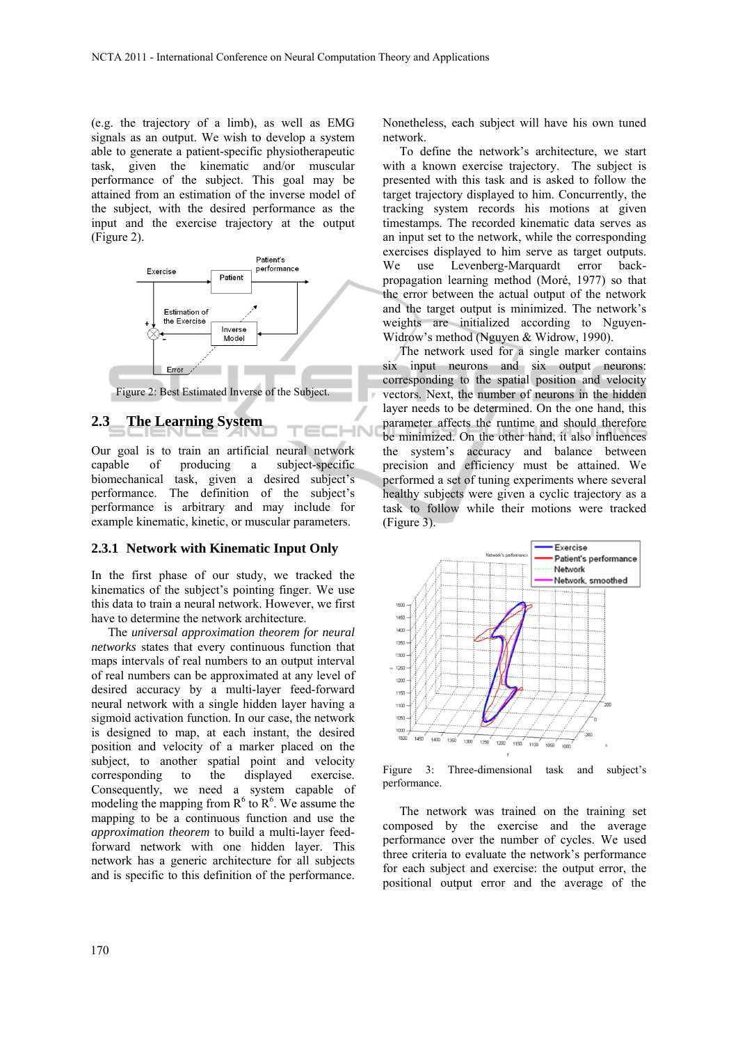(e.g. the trajectory of a limb), as well as EMG signals as an output. We wish to develop a system able to generate a patient-specific physiotherapeutic task, given the kinematic and/or muscular performance of the subject. This goal may be attained from an estimation of the inverse model of the subject, with the desired performance as the input and the exercise trajectory at the output (Figure 2).

Figure 2: Best Estimated Inverse of the Subject.

## 2.3 The Learning System

Our goal is to train an artificial neural network capable of producing a subject-specific biomechanical task, given a desired subject's performance. The definition of the subject's performance is arbitrary and may include for example kinematic, kinetic, or muscular parameters.

### 2.3.1 Network with Kinematic Input Only

In the first phase of our study, we tracked the kinematics of the subject's pointing finger. We use this data to train a neural network. However, we first have to determine the network architecture.

The *universal approximation theorem for neural networks* states that every continuous function that maps intervals of real numbers to an output interval of real numbers can be approximated at any level of desired accuracy by a multi-layer feed-forward neural network with a single hidden layer having a sigmoid activation function. In our case, the network is designed to map, at each instant, the desired position and velocity of a marker placed on a subject, to another spatial point and velocity corresponding to the displayed exercise. Consequently, we need a system capable of modeling the mapping from $R^6$ to $R^6$. We assume the mapping to be a continuous function and use the *approximation theorem* to build a multi-layer feed-forward network with one hidden layer. This network has a generic architecture for all subjects and is specific to this definition of the performance. Nonetheless, each subject will have his own tuned network.

To define the network's architecture, we start with a known exercise trajectory. The subject is presented with this task and is asked to follow the target trajectory displayed to him. Concurrently, the tracking system records his motions at given timestamps. The recorded kinematic data serves as an input set to the network, while the corresponding exercises displayed to him serve as target outputs. We use Levenberg-Marquardt error back-propagation learning method (Moré, 1977) so that the error between the actual output of the network and the target output is minimized. The network's weights are initialized according to Nguyen-Widrow's method (Nguyen & Widrow, 1990).

The network used for a single marker contains six input neurons and six output neurons: corresponding to the spatial position and velocity vectors. Next, the number of neurons in the hidden layer needs to be determined. On the one hand, this parameter affects the runtime and should therefore be minimized. On the other hand, it also influences the system's accuracy and balance between precision and efficiency must be attained. We performed a set of tuning experiments where several healthy subjects were given a cyclic trajectory as a task to follow while their motions were tracked (Figure 3).

Figure 3: Three-dimensional task and subject's performance.

The network was trained on the training set composed by the exercise and the average performance over the number of cycles. We used three criteria to evaluate the network's performance for each subject and exercise: the output error, the positional output error and the average of the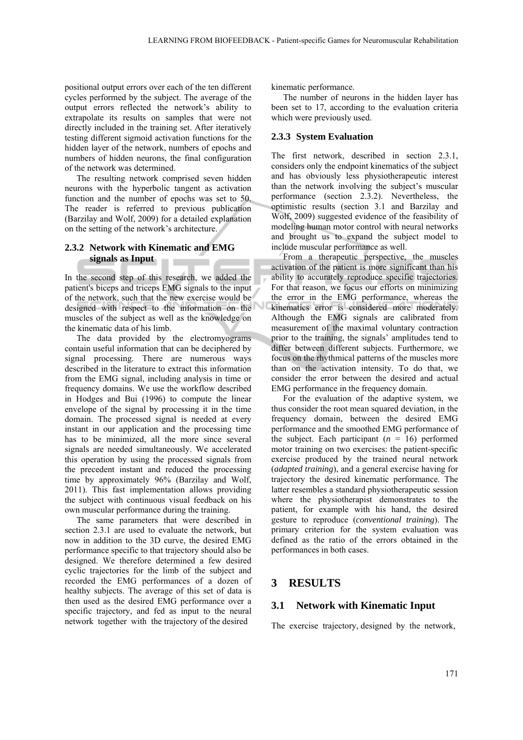positional output errors over each of the ten different cycles performed by the subject. The average of the output errors reflected the network's ability to extrapolate its results on samples that were not directly included in the training set. After iteratively testing different sigmoid activation functions for the hidden layer of the network, numbers of epochs and numbers of hidden neurons, the final configuration of the network was determined.

The resulting network comprised seven hidden neurons with the hyperbolic tangent as activation function and the number of epochs was set to 50. The reader is referred to previous publication (Barzilay and Wolf, 2009) for a detailed explanation on the setting of the network's architecture.

### 2.3.2 Network with Kinematic and EMG signals as Input

In the second step of this research, we added the patient's biceps and triceps EMG signals to the input of the network, such that the new exercise would be designed with respect to the information on the muscles of the subject as well as the knowledge on the kinematic data of his limb.

The data provided by the electromyograms contain useful information that can be deciphered by signal processing. There are numerous ways described in the literature to extract this information from the EMG signal, including analysis in time or frequency domains. We use the workflow described in Hodges and Bui (1996) to compute the linear envelope of the signal by processing it in the time domain. The processed signal is needed at every instant in our application and the processing time has to be minimized, all the more since several signals are needed simultaneously. We accelerated this operation by using the processed signals from the precedent instant and reduced the processing time by approximately 96% (Barzilay and Wolf, 2011). This fast implementation allows providing the subject with continuous visual feedback on his own muscular performance during the training.

The same parameters that were described in section 2.3.1 are used to evaluate the network, but now in addition to the 3D curve, the desired EMG performance specific to that trajectory should also be designed. We therefore determined a few desired cyclic trajectories for the limb of the subject and recorded the EMG performances of a dozen of healthy subjects. The average of this set of data is then used as the desired EMG performance over a specific trajectory, and fed as input to the neural network together with the trajectory of the desired kinematic performance.

The number of neurons in the hidden layer has been set to 17, according to the evaluation criteria which were previously used.

### 2.3.3 System Evaluation

The first network, described in section 2.3.1, considers only the endpoint kinematics of the subject and has obviously less physiotherapeutic interest than the network involving the subject's muscular performance (section 2.3.2). Nevertheless, the optimistic results (section 3.1 and Barzilay and Wolf, 2009) suggested evidence of the feasibility of modeling human motor control with neural networks and brought us to expand the subject model to include muscular performance as well.

From a therapeutic perspective, the muscles activation of the patient is more significant than his ability to accurately reproduce specific trajectories. For that reason, we focus our efforts on minimizing the error in the EMG performance, whereas the kinematics error is considered more moderately. Although the EMG signals are calibrated from measurement of the maximal voluntary contraction prior to the training, the signals' amplitudes tend to differ between different subjects. Furthermore, we focus on the rhythmical patterns of the muscles more than on the activation intensity. To do that, we consider the error between the desired and actual EMG performance in the frequency domain.

For the evaluation of the adaptive system, we thus consider the root mean squared deviation, in the frequency domain, between the desired EMG performance and the smoothed EMG performance of the subject. Each participant ($n$ = 16) performed motor training on two exercises: the patient-specific exercise produced by the trained neural network (*adapted training*), and a general exercise having for trajectory the desired kinematic performance. The latter resembles a standard physiotherapeutic session where the physiotherapist demonstrates to the patient, for example with his hand, the desired gesture to reproduce (*conventional training*). The primary criterion for the system evaluation was defined as the ratio of the errors obtained in the performances in both cases.

# 3 RESULTS

## 3.1 Network with Kinematic Input

The exercise trajectory, designed by the network,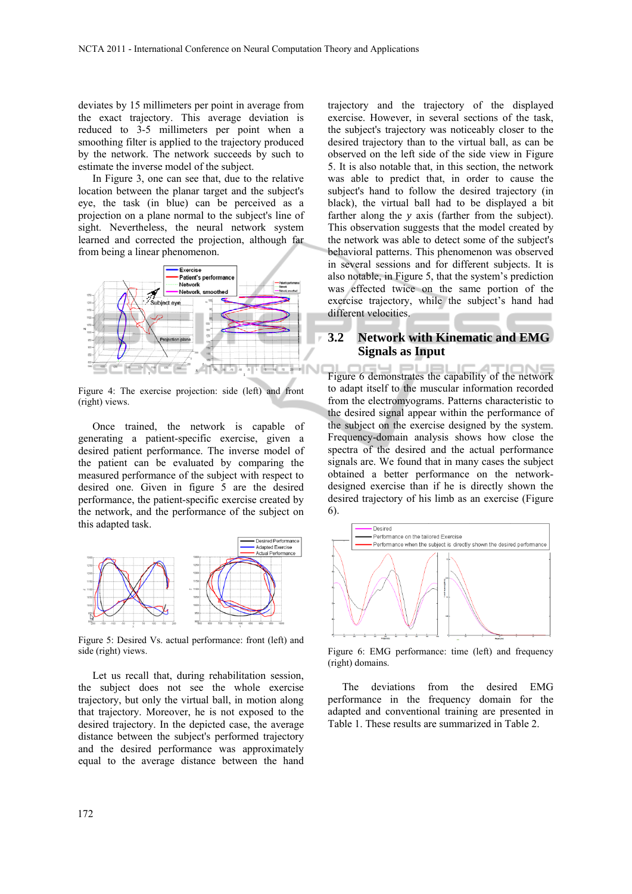deviates by 15 millimeters per point in average from the exact trajectory. This average deviation is reduced to 3-5 millimeters per point when a smoothing filter is applied to the trajectory produced by the network. The network succeeds by such to estimate the inverse model of the subject.

In Figure 3, one can see that, due to the relative location between the planar target and the subject's eye, the task (in blue) can be perceived as a projection on a plane normal to the subject's line of sight. Nevertheless, the neural network system learned and corrected the projection, although far from being a linear phenomenon.

Figure 4: The exercise projection: side (left) and front (right) views.

Once trained, the network is capable of generating a patient-specific exercise, given a desired patient performance. The inverse model of the patient can be evaluated by comparing the measured performance of the subject with respect to desired one. Given in figure 5 are the desired performance, the patient-specific exercise created by the network, and the performance of the subject on this adapted task.

Figure 5: Desired Vs. actual performance: front (left) and side (right) views.

Let us recall that, during rehabilitation session, the subject does not see the whole exercise trajectory, but only the virtual ball, in motion along that trajectory. Moreover, he is not exposed to the desired trajectory. In the depicted case, the average distance between the subject's performed trajectory and the desired performance was approximately equal to the average distance between the hand trajectory and the trajectory of the displayed exercise. However, in several sections of the task, the subject's trajectory was noticeably closer to the desired trajectory than to the virtual ball, as can be observed on the left side of the side view in Figure 5. It is also notable that, in this section, the network was able to predict that, in order to cause the subject's hand to follow the desired trajectory (in black), the virtual ball had to be displayed a bit farther along the *y* axis (farther from the subject). This observation suggests that the model created by the network was able to detect some of the subject's behavioral patterns. This phenomenon was observed in several sessions and for different subjects. It is also notable, in Figure 5, that the system's prediction was effected twice on the same portion of the exercise trajectory, while the subject's hand had different velocities.

## 3.2 Network with Kinematic and EMG Signals as Input

Figure 6 demonstrates the capability of the network to adapt itself to the muscular information recorded from the electromyograms. Patterns characteristic to the desired signal appear within the performance of the subject on the exercise designed by the system. Frequency-domain analysis shows how close the spectra of the desired and the actual performance signals are. We found that in many cases the subject obtained a better performance on the network-designed exercise than if he is directly shown the desired trajectory of his limb as an exercise (Figure 6).

Figure 6: EMG performance: time (left) and frequency (right) domains.

The deviations from the desired EMG performance in the frequency domain for the adapted and conventional training are presented in Table 1. These results are summarized in Table 2.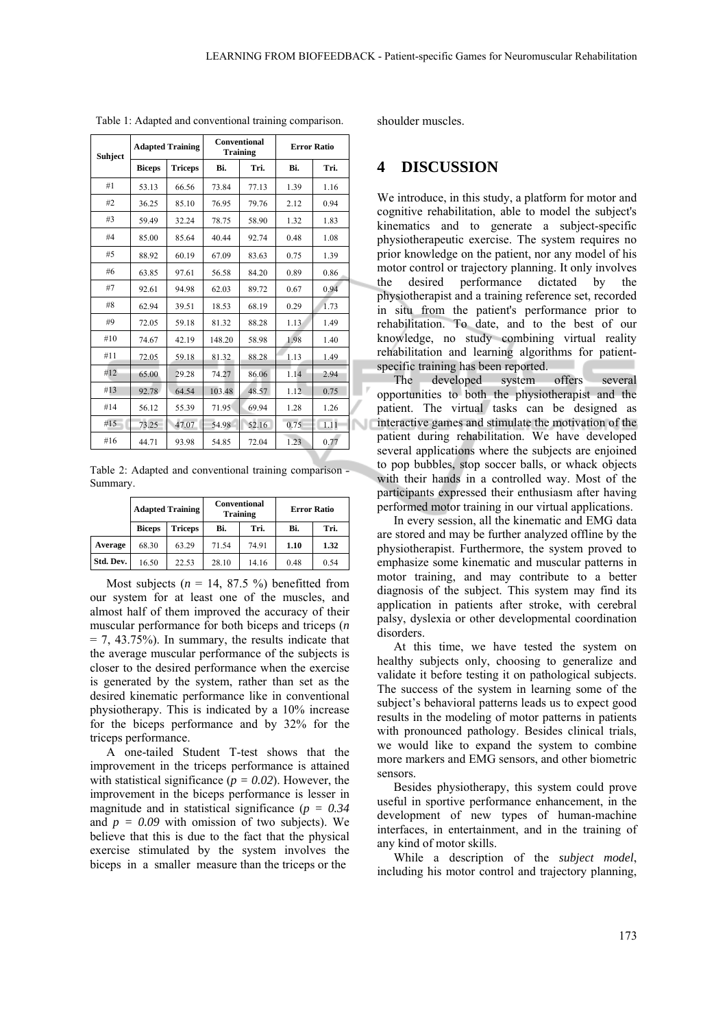Table 1: Adapted and conventional training comparison.

| Subject | Adapted Training | | Conventional Training | | Error Ratio | |
|---|---|---|---|---|---|---|
| | Biceps | Triceps | Bi. | Tri. | Bi. | Tri. |
| #1 | 53.13 | 66.56 | 73.84 | 77.13 | 1.39 | 1.16 |
| #2 | 36.25 | 85.10 | 76.95 | 79.76 | 2.12 | 0.94 |
| #3 | 59.49 | 32.24 | 78.75 | 58.90 | 1.32 | 1.83 |
| #4 | 85.00 | 85.64 | 40.44 | 92.74 | 0.48 | 1.08 |
| #5 | 88.92 | 60.19 | 67.09 | 83.63 | 0.75 | 1.39 |
| #6 | 63.85 | 97.61 | 56.58 | 84.20 | 0.89 | 0.86 |
| #7 | 92.61 | 94.98 | 62.03 | 89.72 | 0.67 | 0.94 |
| #8 | 62.94 | 39.51 | 18.53 | 68.19 | 0.29 | 1.73 |
| #9 | 72.05 | 59.18 | 81.32 | 88.28 | 1.13 | 1.49 |
| #10 | 74.67 | 42.19 | 148.20 | 58.98 | 1.98 | 1.40 |
| #11 | 72.05 | 59.18 | 81.32 | 88.28 | 1.13 | 1.49 |
| #12 | 65.00 | 29.28 | 74.27 | 86.06 | 1.14 | 2.94 |
| #13 | 92.78 | 64.54 | 103.48 | 48.57 | 1.12 | 0.75 |
| #14 | 56.12 | 55.39 | 71.95 | 69.94 | 1.28 | 1.26 |
| #15 | 73.25 | 47.07 | 54.98 | 52.16 | 0.75 | 1.11 |
| #16 | 44.71 | 93.98 | 54.85 | 72.04 | 1.23 | 0.77 |

Table 2: Adapted and conventional training comparison - Summary.

| | Adapted Training | | Conventional Training | | Error Ratio | |
|---|---|---|---|---|---|---|
| | Biceps | Triceps | Bi. | Tri. | Bi. | Tri. |
| **Average** | 68.30 | 63.29 | 71.54 | 74.91 | **1.10** | **1.32** |
| **Std. Dev.** | 16.50 | 22.53 | 28.10 | 14.16 | 0.48 | 0.54 |

Most subjects ($n$ = 14, 87.5 %) benefitted from our system for at least one of the muscles, and almost half of them improved the accuracy of their muscular performance for both biceps and triceps ($n$ = 7, 43.75%). In summary, the results indicate that the average muscular performance of the subjects is closer to the desired performance when the exercise is generated by the system, rather than set as the desired kinematic performance like in conventional physiotherapy. This is indicated by a 10% increase for the biceps performance and by 32% for the triceps performance.

A one-tailed Student T-test shows that the improvement in the triceps performance is attained with statistical significance ($p = 0.02$). However, the improvement in the biceps performance is lesser in magnitude and in statistical significance ($p = 0.34$ and $p = 0.09$ with omission of two subjects). We believe that this is due to the fact that the physical exercise stimulated by the system involves the biceps in a smaller measure than the triceps or the shoulder muscles.

# 4 DISCUSSION

We introduce, in this study, a platform for motor and cognitive rehabilitation, able to model the subject's kinematics and to generate a subject-specific physiotherapeutic exercise. The system requires no prior knowledge on the patient, nor any model of his motor control or trajectory planning. It only involves the desired performance dictated by the physiotherapist and a training reference set, recorded in situ from the patient's performance prior to rehabilitation. To date, and to the best of our knowledge, no study combining virtual reality rehabilitation and learning algorithms for patient-specific training has been reported.

The developed system offers several opportunities to both the physiotherapist and the patient. The virtual tasks can be designed as interactive games and stimulate the motivation of the patient during rehabilitation. We have developed several applications where the subjects are enjoined to pop bubbles, stop soccer balls, or whack objects with their hands in a controlled way. Most of the participants expressed their enthusiasm after having performed motor training in our virtual applications.

In every session, all the kinematic and EMG data are stored and may be further analyzed offline by the physiotherapist. Furthermore, the system proved to emphasize some kinematic and muscular patterns in motor training, and may contribute to a better diagnosis of the subject. This system may find its application in patients after stroke, with cerebral palsy, dyslexia or other developmental coordination disorders.

At this time, we have tested the system on healthy subjects only, choosing to generalize and validate it before testing it on pathological subjects. The success of the system in learning some of the subject's behavioral patterns leads us to expect good results in the modeling of motor patterns in patients with pronounced pathology. Besides clinical trials, we would like to expand the system to combine more markers and EMG sensors, and other biometric sensors.

Besides physiotherapy, this system could prove useful in sportive performance enhancement, in the development of new types of human-machine interfaces, in entertainment, and in the training of any kind of motor skills.

While a description of the *subject model*, including his motor control and trajectory planning,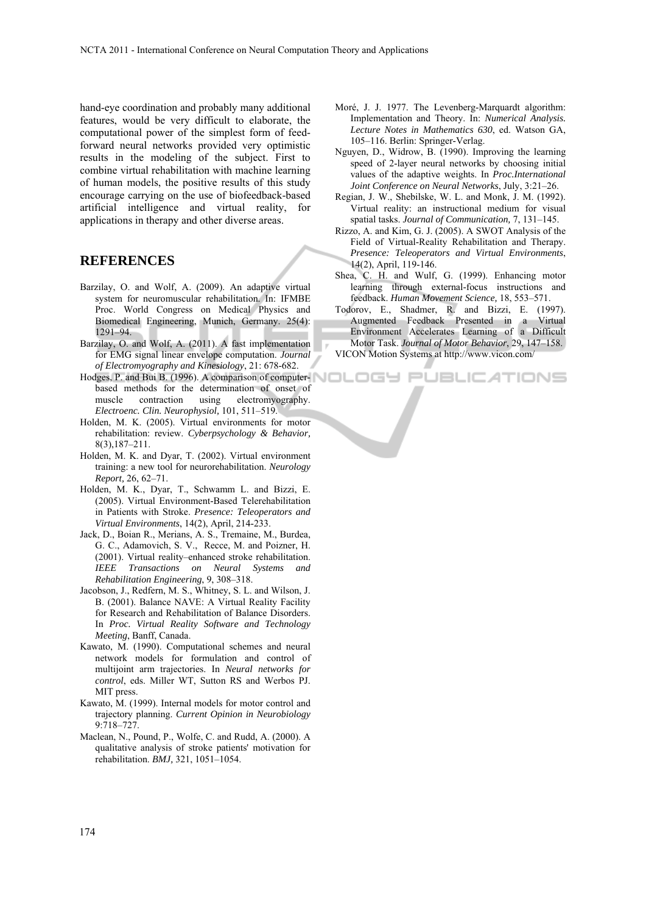hand-eye coordination and probably many additional features, would be very difficult to elaborate, the computational power of the simplest form of feed-forward neural networks provided very optimistic results in the modeling of the subject. First to combine virtual rehabilitation with machine learning of human models, the positive results of this study encourage carrying on the use of biofeedback-based artificial intelligence and virtual reality, for applications in therapy and other diverse areas.

## REFERENCES

Barzilay, O. and Wolf, A. (2009). An adaptive virtual system for neuromuscular rehabilitation. In: IFMBE Proc. World Congress on Medical Physics and Biomedical Engineering, Munich, Germany. 25(4): 1291–94.

Barzilay, O. and Wolf, A. (2011). A fast implementation for EMG signal linear envelope computation. *Journal of Electromyography and Kinesiology*, 21: 678-682.

Hodges, P. and Bui B. (1996). A comparison of computer-based methods for the determination of onset of muscle contraction using electromyography. *Electroenc. Clin. Neurophysiol,* 101, 511–519.

Holden, M. K. (2005). Virtual environments for motor rehabilitation: review. *Cyberpsychology & Behavior,* 8(3),187–211.

Holden, M. K. and Dyar, T. (2002). Virtual environment training: a new tool for neurorehabilitation. *Neurology Report,* 26, 62–71.

Holden, M. K., Dyar, T., Schwamm L. and Bizzi, E. (2005). Virtual Environment-Based Telerehabilitation in Patients with Stroke. *Presence: Teleoperators and Virtual Environments*, 14(2), April, 214-233.

Jack, D., Boian R., Merians, A. S., Tremaine, M., Burdea, G. C., Adamovich, S. V., Recce, M. and Poizner, H. (2001). Virtual reality–enhanced stroke rehabilitation. *IEEE Transactions on Neural Systems and Rehabilitation Engineering*, 9, 308–318.

Jacobson, J., Redfern, M. S., Whitney, S. L. and Wilson, J. B. (2001). Balance NAVE: A Virtual Reality Facility for Research and Rehabilitation of Balance Disorders. In *Proc. Virtual Reality Software and Technology Meeting*, Banff, Canada.

Kawato, M. (1990). Computational schemes and neural network models for formulation and control of multijoint arm trajectories. In *Neural networks for control*, eds. Miller WT, Sutton RS and Werbos PJ. MIT press.

Kawato, M. (1999). Internal models for motor control and trajectory planning. *Current Opinion in Neurobiology* 9:718–727.

Maclean, N., Pound, P., Wolfe, C. and Rudd, A. (2000). A qualitative analysis of stroke patients' motivation for rehabilitation. *BMJ,* 321, 1051–1054.

Moré, J. J. 1977. The Levenberg-Marquardt algorithm: Implementation and Theory. In: *Numerical Analysis. Lecture Notes in Mathematics 630*, ed. Watson GA, 105–116. Berlin: Springer-Verlag.

Nguyen, D., Widrow, B. (1990). Improving the learning speed of 2-layer neural networks by choosing initial values of the adaptive weights. In *Proc.International Joint Conference on Neural Networks*, July, 3:21–26.

Regian, J. W., Shebilske, W. L. and Monk, J. M. (1992). Virtual reality: an instructional medium for visual spatial tasks. *Journal of Communication,* 7, 131–145.

Rizzo, A. and Kim, G. J. (2005). A SWOT Analysis of the Field of Virtual-Reality Rehabilitation and Therapy. *Presence: Teleoperators and Virtual Environments*, 14(2), April, 119-146.

Shea, C. H. and Wulf, G. (1999). Enhancing motor learning through external-focus instructions and feedback. *Human Movement Science,* 18, 553–571.

Todorov, E., Shadmer, R. and Bizzi, E. (1997). Augmented Feedback Presented in a Virtual Environment Accelerates Learning of a Difficult Motor Task. *Journal of Motor Behavior*, 29, 147–158.

VICON Motion Systems at http://www.vicon.com/